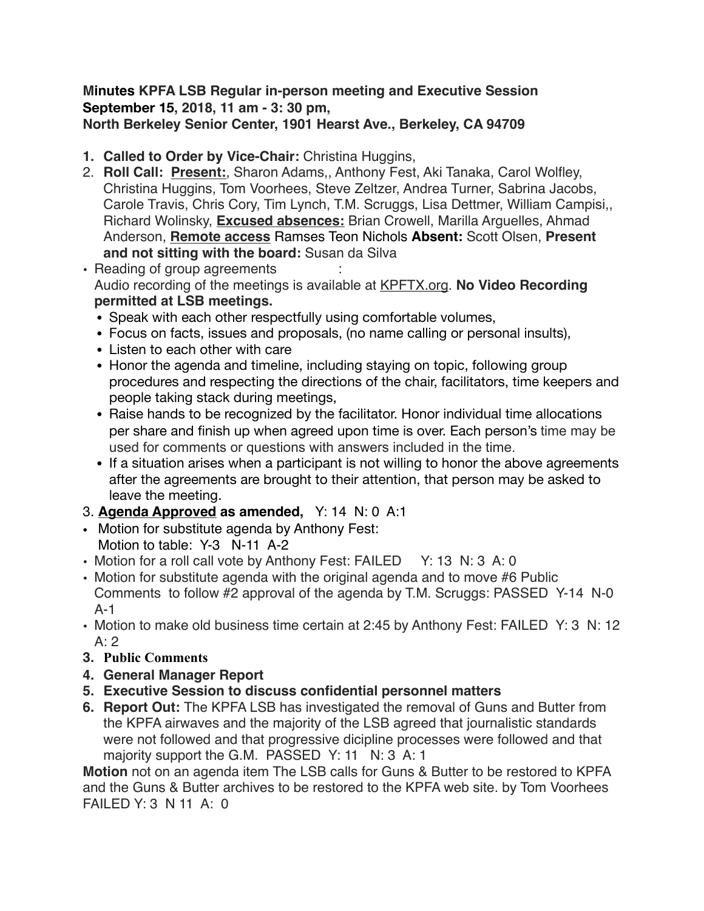**Minutes KPFA LSB Regular in-person meeting and Executive Session**
**September 15, 2018, 11 am - 3: 30 pm,**
**North Berkeley Senior Center, 1901 Hearst Ave., Berkeley, CA 94709**

1. **Called to Order by Vice-Chair:** Christina Huggins,
2. **Roll Call: <u>Present:</u>**, Sharon Adams,, Anthony Fest, Aki Tanaka, Carol Wolfley, Christina Huggins, Tom Voorhees, Steve Zeltzer, Andrea Turner, Sabrina Jacobs, Carole Travis, Chris Cory, Tim Lynch, T.M. Scruggs, Lisa Dettmer, William Campisi,, Richard Wolinsky, **<u>Excused absences:</u>** Brian Crowell, Marilla Arguelles, Ahmad Anderson, **<u>Remote access</u>** Ramses Teon Nichols **Absent:** Scott Olsen, **Present and not sitting with the board:** Susan da Silva

- Reading of group agreements :
  Audio recording of the meetings is available at KPFTX.org. **No Video Recording permitted at LSB meetings.**
  - Speak with each other respectfully using comfortable volumes,
  - Focus on facts, issues and proposals, (no name calling or personal insults),
  - Listen to each other with care
  - Honor the agenda and timeline, including staying on topic, following group procedures and respecting the directions of the chair, facilitators, time keepers and people taking stack during meetings,
  - Raise hands to be recognized by the facilitator. Honor individual time allocations per share and finish up when agreed upon time is over. Each person's time may be used for comments or questions with answers included in the time.
  - If a situation arises when a participant is not willing to honor the above agreements after the agreements are brought to their attention, that person may be asked to leave the meeting.

3. **<u>Agenda Approved</u> as amended,** Y: 14 N: 0 A:1

- Motion for substitute agenda by Anthony Fest:
  Motion to table: Y-3 N-11 A-2
- Motion for a roll call vote by Anthony Fest: FAILED Y: 13 N: 3 A: 0
- Motion for substitute agenda with the original agenda and to move #6 Public Comments to follow #2 approval of the agenda by T.M. Scruggs: PASSED Y-14 N-0 A-1
- Motion to make old business time certain at 2:45 by Anthony Fest: FAILED Y: 3 N: 12 A: 2

3. **Public Comments**
4. **General Manager Report**
5. **Executive Session to discuss confidential personnel matters**
6. **Report Out:** The KPFA LSB has investigated the removal of Guns and Butter from the KPFA airwaves and the majority of the LSB agreed that journalistic standards were not followed and that progressive dicipline processes were followed and that majority support the G.M. PASSED Y: 11 N: 3 A: 1

**Motion** not on an agenda item The LSB calls for Guns & Butter to be restored to KPFA and the Guns & Butter archives to be restored to the KPFA web site. by Tom Voorhees FAILED Y: 3 N 11 A: 0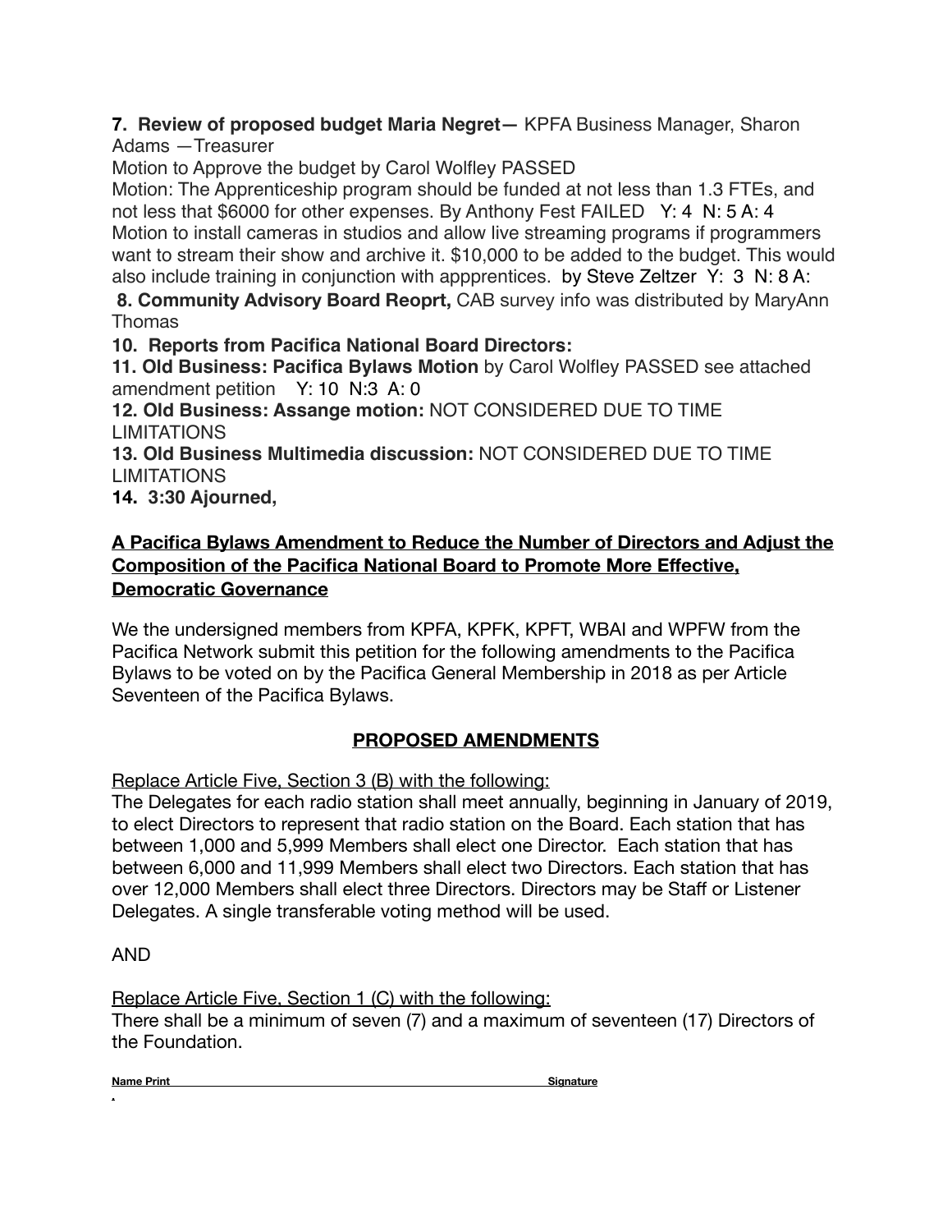**7. Review of proposed budget Maria Negret—** KPFA Business Manager, Sharon Adams —Treasurer

Motion to Approve the budget by Carol Wolfley PASSED

Motion: The Apprenticeship program should be funded at not less than 1.3 FTEs, and not less that $6000 for other expenses. By Anthony Fest FAILED Y: 4 N: 5 A: 4

Motion to install cameras in studios and allow live streaming programs if programmers want to stream their show and archive it. $10,000 to be added to the budget. This would also include training in conjunction with appprentices. by Steve Zeltzer Y: 3 N: 8 A:

**8. Community Advisory Board Reoprt,** CAB survey info was distributed by MaryAnn Thomas

**10. Reports from Pacifica National Board Directors:**

**11. Old Business: Pacifica Bylaws Motion** by Carol Wolfley PASSED see attached amendment petition Y: 10 N:3 A: 0

**12. Old Business: Assange motion:** NOT CONSIDERED DUE TO TIME LIMITATIONS

**13. Old Business Multimedia discussion:** NOT CONSIDERED DUE TO TIME LIMITATIONS

**14. 3:30 Ajourned,**

## A Pacifica Bylaws Amendment to Reduce the Number of Directors and Adjust the Composition of the Pacifica National Board to Promote More Effective, Democratic Governance

We the undersigned members from KPFA, KPFK, KPFT, WBAI and WPFW from the Pacifica Network submit this petition for the following amendments to the Pacifica Bylaws to be voted on by the Pacifica General Membership in 2018 as per Article Seventeen of the Pacifica Bylaws.

## PROPOSED AMENDMENTS

Replace Article Five, Section 3 (B) with the following:

The Delegates for each radio station shall meet annually, beginning in January of 2019, to elect Directors to represent that radio station on the Board. Each station that has between 1,000 and 5,999 Members shall elect one Director. Each station that has between 6,000 and 11,999 Members shall elect two Directors. Each station that has over 12,000 Members shall elect three Directors. Directors may be Staff or Listener Delegates. A single transferable voting method will be used.

AND

Replace Article Five, Section 1 (C) with the following:

There shall be a minimum of seven (7) and a maximum of seventeen (17) Directors of the Foundation.

| Name Print | Signature |
| --- | --- |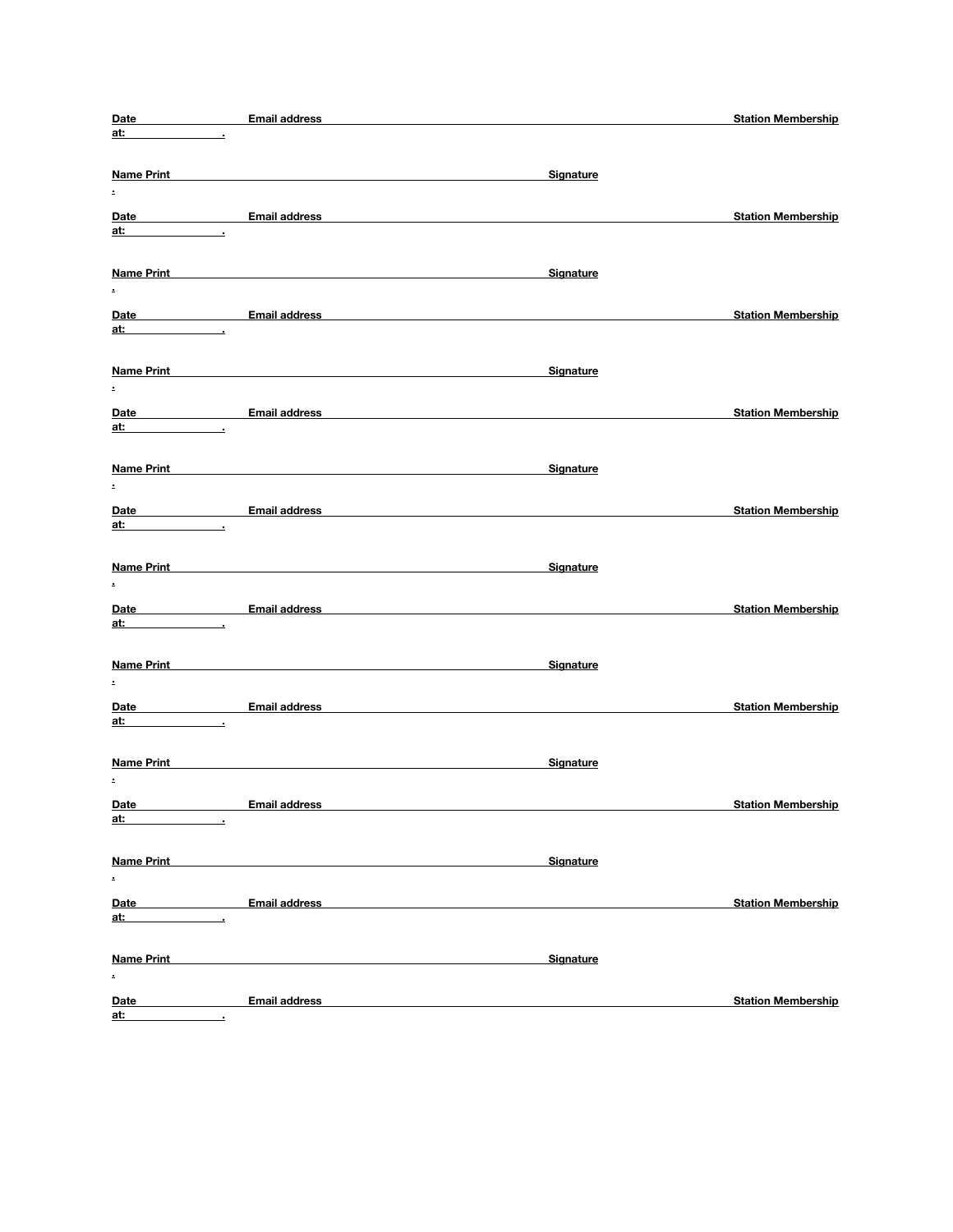Date at: \_\_\_\_\_\_\_\_\_\_. Email address \_\_\_\_\_\_\_\_\_\_\_\_\_\_\_\_\_\_\_\_\_\_\_\_\_\_\_\_\_\_\_\_\_\_ Station Membership

Name Print \_\_\_\_\_\_\_\_\_\_\_\_\_\_\_\_\_\_\_\_\_\_\_\_\_\_\_\_\_\_\_\_\_\_ Signature .

Date at: \_\_\_\_\_\_\_\_\_\_. Email address \_\_\_\_\_\_\_\_\_\_\_\_\_\_\_\_\_\_\_\_\_\_\_\_\_\_\_\_\_\_\_\_\_\_ Station Membership

Name Print \_\_\_\_\_\_\_\_\_\_\_\_\_\_\_\_\_\_\_\_\_\_\_\_\_\_\_\_\_\_\_\_\_\_ Signature .

Date at: \_\_\_\_\_\_\_\_\_\_. Email address \_\_\_\_\_\_\_\_\_\_\_\_\_\_\_\_\_\_\_\_\_\_\_\_\_\_\_\_\_\_\_\_\_\_ Station Membership

Name Print \_\_\_\_\_\_\_\_\_\_\_\_\_\_\_\_\_\_\_\_\_\_\_\_\_\_\_\_\_\_\_\_\_\_ Signature .

Date at: \_\_\_\_\_\_\_\_\_\_. Email address \_\_\_\_\_\_\_\_\_\_\_\_\_\_\_\_\_\_\_\_\_\_\_\_\_\_\_\_\_\_\_\_\_\_ Station Membership

Name Print \_\_\_\_\_\_\_\_\_\_\_\_\_\_\_\_\_\_\_\_\_\_\_\_\_\_\_\_\_\_\_\_\_\_ Signature .

Date at: \_\_\_\_\_\_\_\_\_\_. Email address \_\_\_\_\_\_\_\_\_\_\_\_\_\_\_\_\_\_\_\_\_\_\_\_\_\_\_\_\_\_\_\_\_\_ Station Membership

Name Print \_\_\_\_\_\_\_\_\_\_\_\_\_\_\_\_\_\_\_\_\_\_\_\_\_\_\_\_\_\_\_\_\_\_ Signature .

Date at: \_\_\_\_\_\_\_\_\_\_. Email address \_\_\_\_\_\_\_\_\_\_\_\_\_\_\_\_\_\_\_\_\_\_\_\_\_\_\_\_\_\_\_\_\_\_ Station Membership

Name Print \_\_\_\_\_\_\_\_\_\_\_\_\_\_\_\_\_\_\_\_\_\_\_\_\_\_\_\_\_\_\_\_\_\_ Signature .

Date at: \_\_\_\_\_\_\_\_\_\_. Email address \_\_\_\_\_\_\_\_\_\_\_\_\_\_\_\_\_\_\_\_\_\_\_\_\_\_\_\_\_\_\_\_\_\_ Station Membership

Name Print \_\_\_\_\_\_\_\_\_\_\_\_\_\_\_\_\_\_\_\_\_\_\_\_\_\_\_\_\_\_\_\_\_\_ Signature .

Date at: \_\_\_\_\_\_\_\_\_\_. Email address \_\_\_\_\_\_\_\_\_\_\_\_\_\_\_\_\_\_\_\_\_\_\_\_\_\_\_\_\_\_\_\_\_\_ Station Membership

Name Print \_\_\_\_\_\_\_\_\_\_\_\_\_\_\_\_\_\_\_\_\_\_\_\_\_\_\_\_\_\_\_\_\_\_ Signature .

Date at: \_\_\_\_\_\_\_\_\_\_. Email address \_\_\_\_\_\_\_\_\_\_\_\_\_\_\_\_\_\_\_\_\_\_\_\_\_\_\_\_\_\_\_\_\_\_ Station Membership

Name Print \_\_\_\_\_\_\_\_\_\_\_\_\_\_\_\_\_\_\_\_\_\_\_\_\_\_\_\_\_\_\_\_\_\_ Signature .

Date at: \_\_\_\_\_\_\_\_\_\_. Email address \_\_\_\_\_\_\_\_\_\_\_\_\_\_\_\_\_\_\_\_\_\_\_\_\_\_\_\_\_\_\_\_\_\_ Station Membership